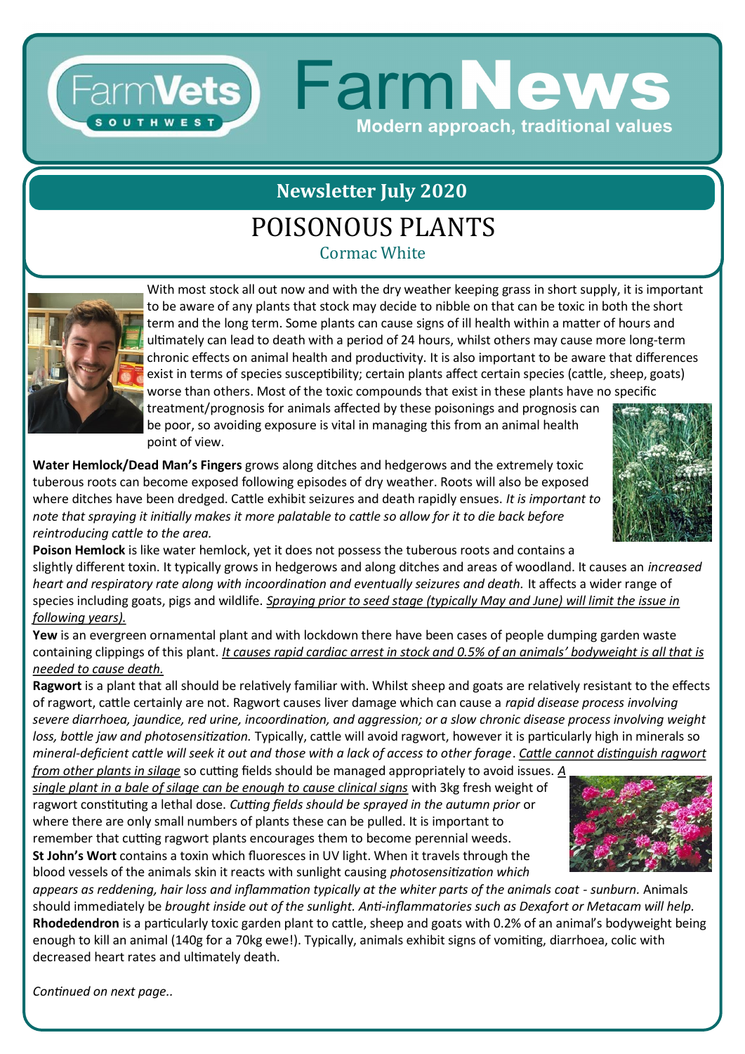FarmVets SOUTHWEST

# FarmNews

Modern approach, traditional values

## Newsletter July 2020

# POISONOUS PLANTS

Cormac White

With most stock all out now and with the dry weather keeping grass in short supply, it is important to be aware of any plants that stock may decide to nibble on that can be toxic in both the short term and the long term. Some plants can cause signs of ill health within a matter of hours and ultimately can lead to death with a period of 24 hours, whilst others may cause more long-term chronic effects on animal health and productivity. It is also important to be aware that differences exist in terms of species susceptibility; certain plants affect certain species (cattle, sheep, goats) worse than others. Most of the toxic compounds that exist in these plants have no specific treatment/prognosis for animals affected by these poisonings and prognosis can be poor, so avoiding exposure is vital in managing this from an animal health point of view.

**Water Hemlock/Dead Man's Fingers** grows along ditches and hedgerows and the extremely toxic tuberous roots can become exposed following episodes of dry weather. Roots will also be exposed where ditches have been dredged. Cattle exhibit seizures and death rapidly ensues. *It is important to note that spraying it initially makes it more palatable to cattle so allow for it to die back before reintroducing cattle to the area.*

**Poison Hemlock** is like water hemlock, yet it does not possess the tuberous roots and contains a slightly different toxin. It typically grows in hedgerows and along ditches and areas of woodland. It causes an *increased heart and respiratory rate along with incoordination and eventually seizures and death.* It affects a wider range of species including goats, pigs and wildlife. *Spraying prior to seed stage (typically May and June) will limit the issue in following years).*

**Yew** is an evergreen ornamental plant and with lockdown there have been cases of people dumping garden waste containing clippings of this plant. *It causes rapid cardiac arrest in stock and 0.5% of an animals' bodyweight is all that is needed to cause death.*

**Ragwort** is a plant that all should be relatively familiar with. Whilst sheep and goats are relatively resistant to the effects of ragwort, cattle certainly are not. Ragwort causes liver damage which can cause a *rapid disease process involving severe diarrhoea, jaundice, red urine, incoordination, and aggression; or a slow chronic disease process involving weight loss, bottle jaw and photosensitization.* Typically, cattle will avoid ragwort, however it is particularly high in minerals so *mineral-deficient cattle will seek it out and those with a lack of access to other forage*. *Cattle cannot distinguish ragwort from other plants in silage* so cutting fields should be managed appropriately to avoid issues. *A single plant in a bale of silage can be enough to cause clinical signs* with 3kg fresh weight of ragwort constituting a lethal dose. *Cutting fields should be sprayed in the autumn prior* or where there are only small numbers of plants these can be pulled. It is important to remember that cutting ragwort plants encourages them to become perennial weeds.

**St John's Wort** contains a toxin which fluoresces in UV light. When it travels through the blood vessels of the animals skin it reacts with sunlight causing *photosensitization which appears as reddening, hair loss and inflammation typically at the whiter parts of the animals coat - sunburn.* Animals should immediately be *brought inside out of the sunlight. Anti-inflammatories such as Dexafort or Metacam will help.*

**Rhodedendron** is a particularly toxic garden plant to cattle, sheep and goats with 0.2% of an animal's bodyweight being enough to kill an animal (140g for a 70kg ewe!). Typically, animals exhibit signs of vomiting, diarrhoea, colic with decreased heart rates and ultimately death.

*Continued on next page..*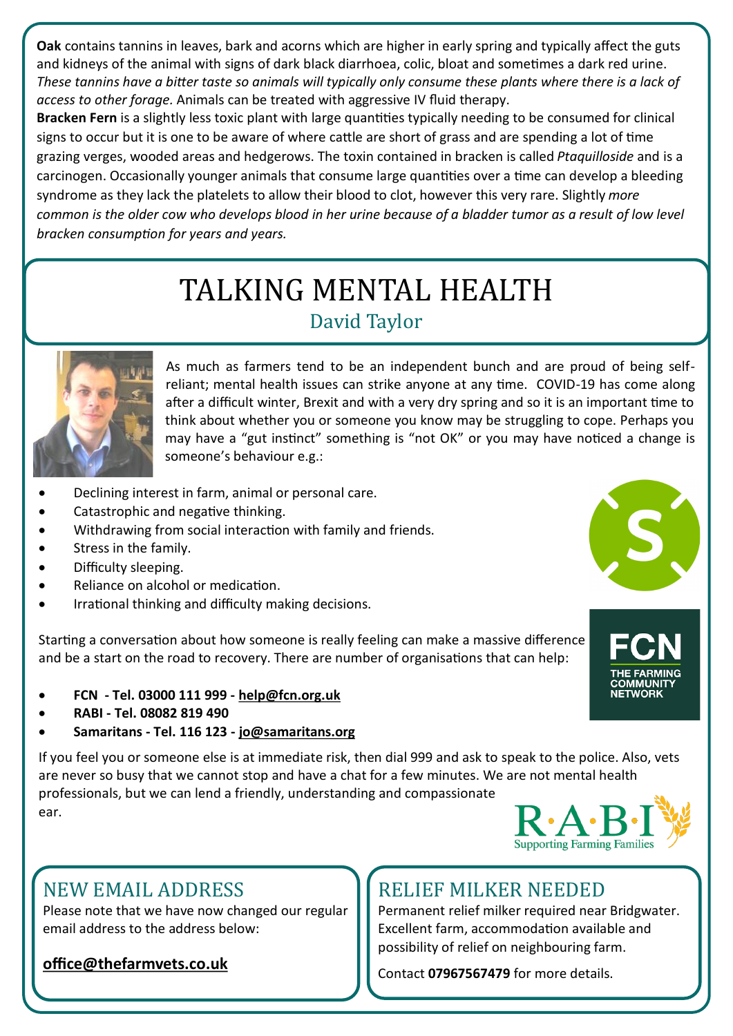**Oak** contains tannins in leaves, bark and acorns which are higher in early spring and typically affect the guts and kidneys of the animal with signs of dark black diarrhoea, colic, bloat and sometimes a dark red urine. *These tannins have a bitter taste so animals will typically only consume these plants where there is a lack of access to other forage.* Animals can be treated with aggressive IV fluid therapy.

**Bracken Fern** is a slightly less toxic plant with large quantities typically needing to be consumed for clinical signs to occur but it is one to be aware of where cattle are short of grass and are spending a lot of time grazing verges, wooded areas and hedgerows. The toxin contained in bracken is called *Ptaquilloside* and is a carcinogen. Occasionally younger animals that consume large quantities over a time can develop a bleeding syndrome as they lack the platelets to allow their blood to clot, however this very rare. Slightly *more common is the older cow who develops blood in her urine because of a bladder tumor as a result of low level bracken consumption for years and years.*

# TALKING MENTAL HEALTH

## David Taylor

As much as farmers tend to be an independent bunch and are proud of being self-reliant; mental health issues can strike anyone at any time. COVID-19 has come along after a difficult winter, Brexit and with a very dry spring and so it is an important time to think about whether you or someone you know may be struggling to cope. Perhaps you may have a "gut instinct" something is "not OK" or you may have noticed a change is someone's behaviour e.g.:

- Declining interest in farm, animal or personal care.
- Catastrophic and negative thinking.
- Withdrawing from social interaction with family and friends.
- Stress in the family.
- Difficulty sleeping.
- Reliance on alcohol or medication.
- Irrational thinking and difficulty making decisions.

Starting a conversation about how someone is really feeling can make a massive difference and be a start on the road to recovery. There are number of organisations that can help:

- **FCN - Tel. 03000 111 999 - help@fcn.org.uk**
- **RABI - Tel. 08082 819 490**
- **Samaritans - Tel. 116 123 - jo@samaritans.org**

If you feel you or someone else is at immediate risk, then dial 999 and ask to speak to the police. Also, vets are never so busy that we cannot stop and have a chat for a few minutes. We are not mental health professionals, but we can lend a friendly, understanding and compassionate ear.

FCN
THE FARMING COMMUNITY NETWORK

R·A·B·I
Supporting Farming Families

## NEW EMAIL ADDRESS

Please note that we have now changed our regular email address to the address below:

**office@thefarmvets.co.uk**

## RELIEF MILKER NEEDED

Permanent relief milker required near Bridgwater. Excellent farm, accommodation available and possibility of relief on neighbouring farm.

Contact **07967567479** for more details.